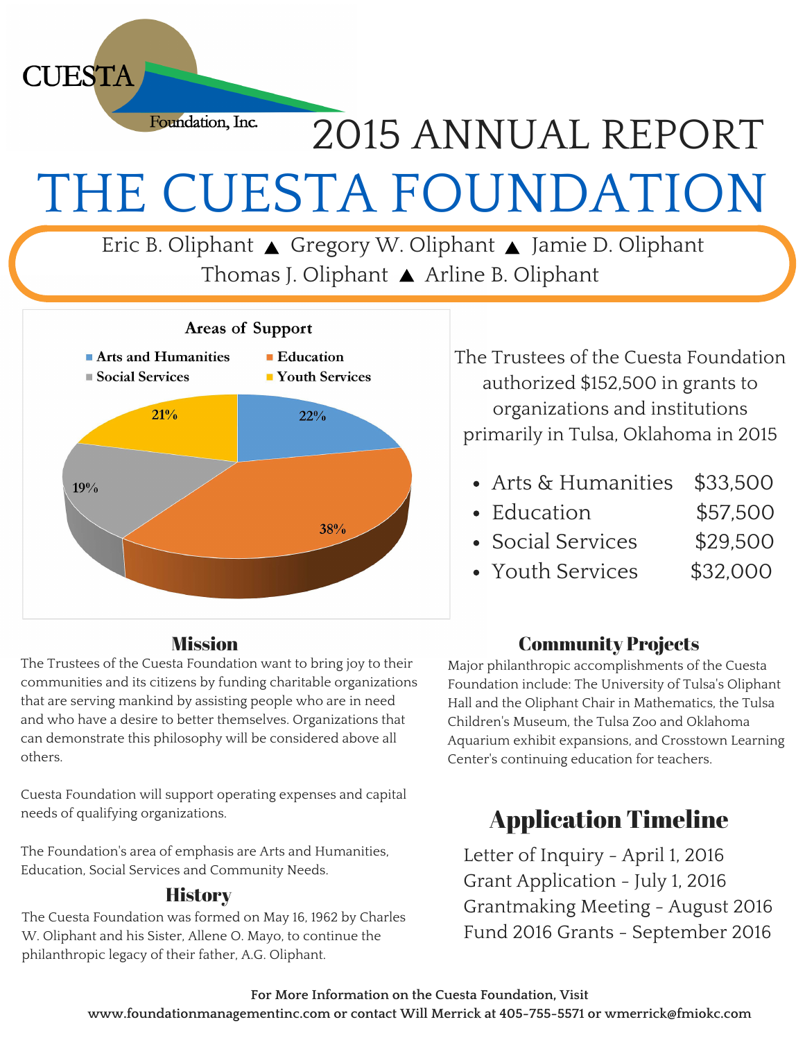CUESTA Foundation, Inc.

# 2015 ANNUAL REPORT

# THE CUESTA FOUNDATION

Eric B. Oliphant ▲ Gregory W. Oliphant ▲ Jamie D. Oliphant
Thomas J. Oliphant ▲ Arline B. Oliphant

**Areas of Support**

- Arts and Humanities: 22%
- Education: 38%
- Social Services: 19%
- Youth Services: 21%

The Trustees of the Cuesta Foundation authorized $152,500 in grants to organizations and institutions primarily in Tulsa, Oklahoma in 2015

- Arts & Humanities $33,500
- Education $57,500
- Social Services $29,500
- Youth Services $32,000

## Mission

The Trustees of the Cuesta Foundation want to bring joy to their communities and its citizens by funding charitable organizations that are serving mankind by assisting people who are in need and who have a desire to better themselves. Organizations that can demonstrate this philosophy will be considered above all others.

Cuesta Foundation will support operating expenses and capital needs of qualifying organizations.

The Foundation's area of emphasis are Arts and Humanities, Education, Social Services and Community Needs.

## History

The Cuesta Foundation was formed on May 16, 1962 by Charles W. Oliphant and his Sister, Allene O. Mayo, to continue the philanthropic legacy of their father, A.G. Oliphant.

## Community Projects

Major philanthropic accomplishments of the Cuesta Foundation include: The University of Tulsa's Oliphant Hall and the Oliphant Chair in Mathematics, the Tulsa Children's Museum, the Tulsa Zoo and Oklahoma Aquarium exhibit expansions, and Crosstown Learning Center's continuing education for teachers.

## Application Timeline

Letter of Inquiry - April 1, 2016
Grant Application - July 1, 2016
Grantmaking Meeting - August 2016
Fund 2016 Grants - September 2016

**For More Information on the Cuesta Foundation, Visit www.foundationmanagementinc.com or contact Will Merrick at 405-755-5571 or wmerrick@fmiokc.com**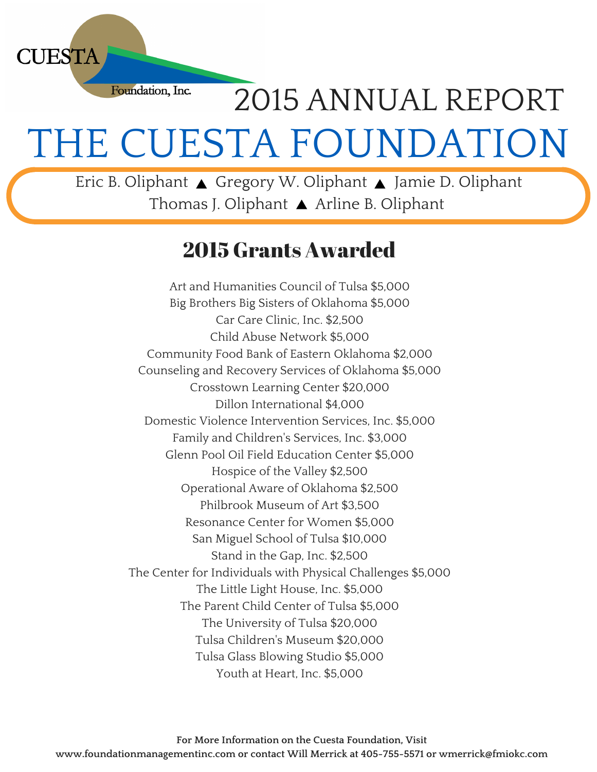CUESTA

Foundation, Inc.

# 2015 ANNUAL REPORT

# THE CUESTA FOUNDATION

Eric B. Oliphant ▲ Gregory W. Oliphant ▲ Jamie D. Oliphant
Thomas J. Oliphant ▲ Arline B. Oliphant

## 2015 Grants Awarded

Art and Humanities Council of Tulsa $5,000
Big Brothers Big Sisters of Oklahoma $5,000
Car Care Clinic, Inc. $2,500
Child Abuse Network $5,000
Community Food Bank of Eastern Oklahoma $2,000
Counseling and Recovery Services of Oklahoma $5,000
Crosstown Learning Center $20,000
Dillon International $4,000
Domestic Violence Intervention Services, Inc. $5,000
Family and Children's Services, Inc. $3,000
Glenn Pool Oil Field Education Center $5,000
Hospice of the Valley $2,500
Operational Aware of Oklahoma $2,500
Philbrook Museum of Art $3,500
Resonance Center for Women $5,000
San Miguel School of Tulsa $10,000
Stand in the Gap, Inc. $2,500
The Center for Individuals with Physical Challenges $5,000
The Little Light House, Inc. $5,000
The Parent Child Center of Tulsa $5,000
The University of Tulsa $20,000
Tulsa Children's Museum $20,000
Tulsa Glass Blowing Studio $5,000
Youth at Heart, Inc. $5,000

**For More Information on the Cuesta Foundation, Visit**
**www.foundationmanagementinc.com or contact Will Merrick at 405-755-5571 or wmerrick@fmiokc.com**